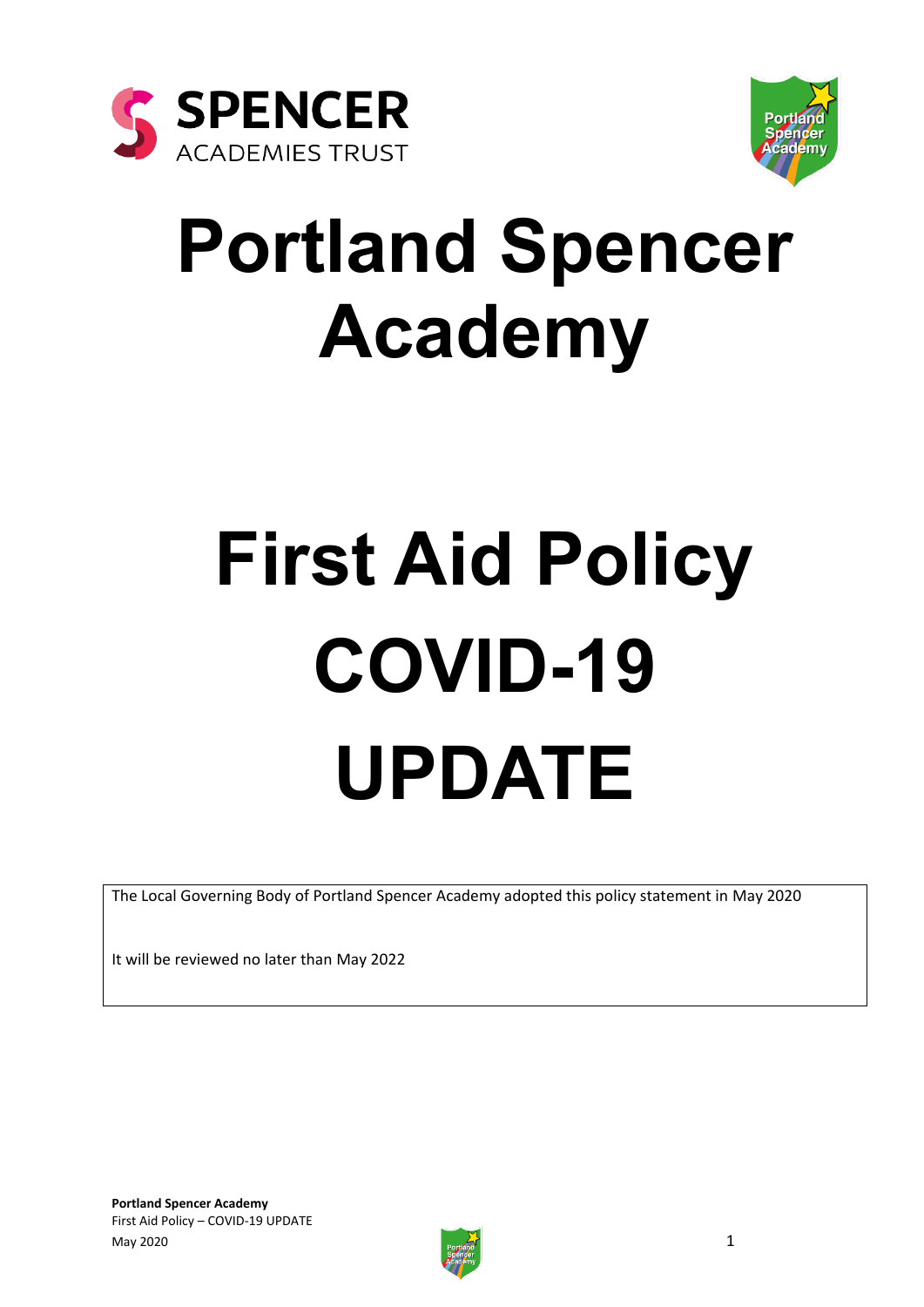# Portland Spencer Academy

# First Aid Policy COVID-19 UPDATE

The Local Governing Body of Portland Spencer Academy adopted this policy statement in May 2020

It will be reviewed no later than May 2022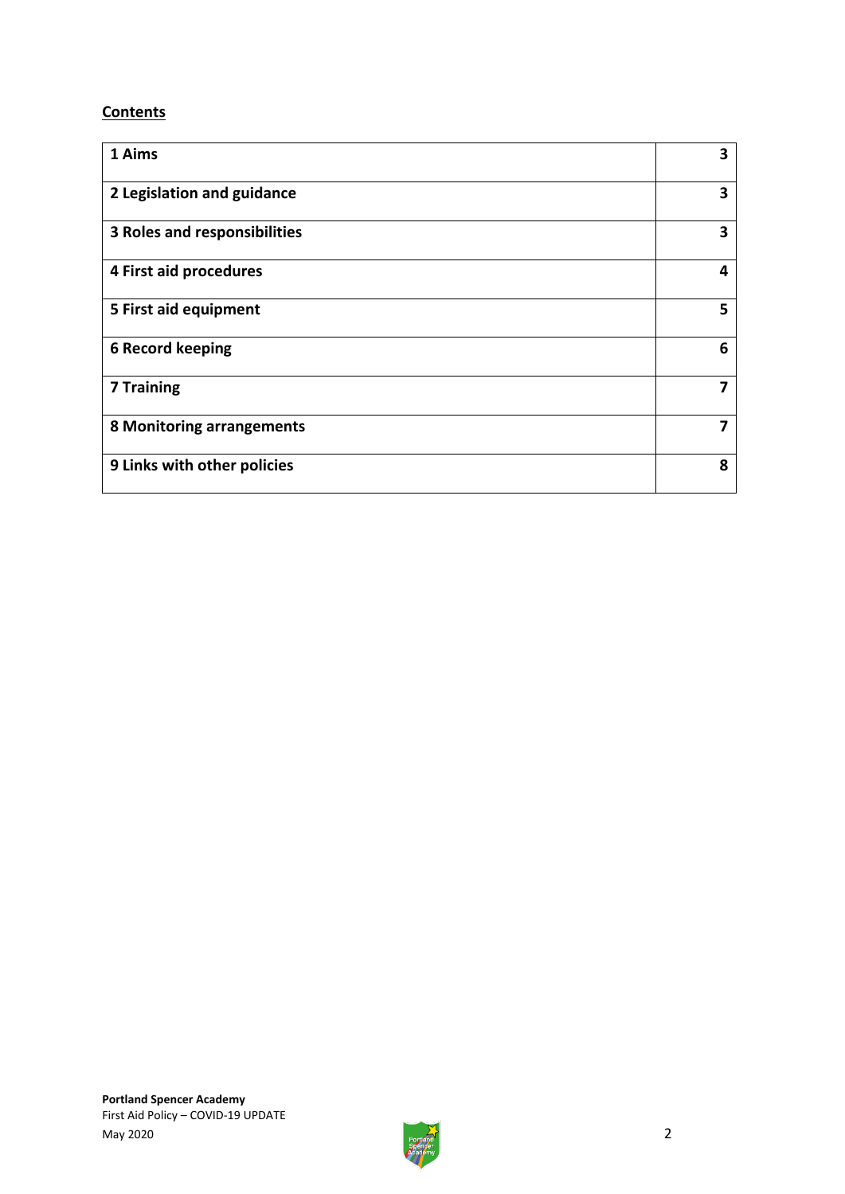**Contents**

| 1 Aims | 3 |
|---|---|
| 2 Legislation and guidance | 3 |
| 3 Roles and responsibilities | 3 |
| 4 First aid procedures | 4 |
| 5 First aid equipment | 5 |
| 6 Record keeping | 6 |
| 7 Training | 7 |
| 8 Monitoring arrangements | 7 |
| 9 Links with other policies | 8 |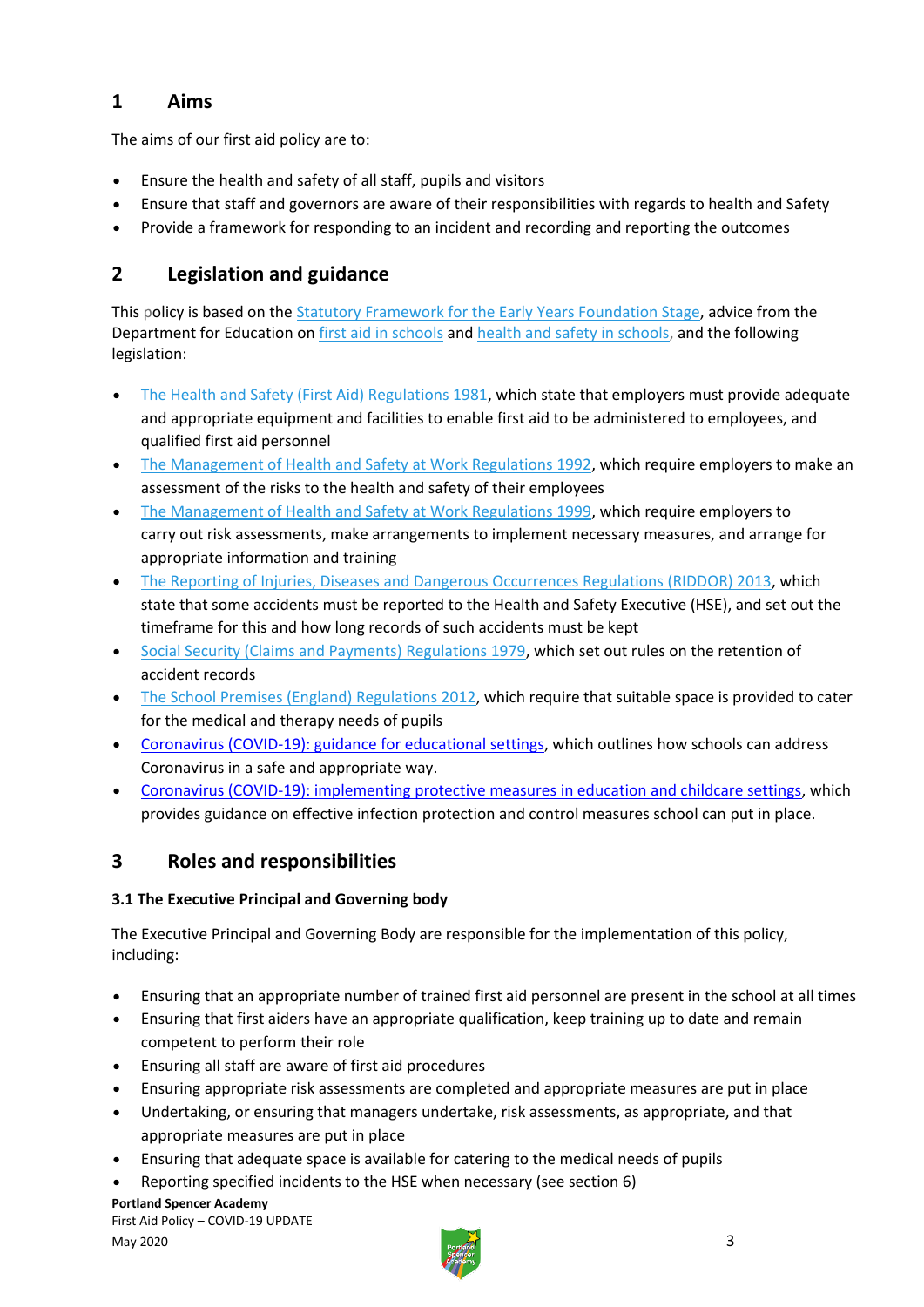## 1 Aims

The aims of our first aid policy are to:

- Ensure the health and safety of all staff, pupils and visitors
- Ensure that staff and governors are aware of their responsibilities with regards to health and Safety
- Provide a framework for responding to an incident and recording and reporting the outcomes

## 2 Legislation and guidance

This policy is based on the Statutory Framework for the Early Years Foundation Stage, advice from the Department for Education on first aid in schools and health and safety in schools, and the following legislation:

- The Health and Safety (First Aid) Regulations 1981, which state that employers must provide adequate and appropriate equipment and facilities to enable first aid to be administered to employees, and qualified first aid personnel
- The Management of Health and Safety at Work Regulations 1992, which require employers to make an assessment of the risks to the health and safety of their employees
- The Management of Health and Safety at Work Regulations 1999, which require employers to carry out risk assessments, make arrangements to implement necessary measures, and arrange for appropriate information and training
- The Reporting of Injuries, Diseases and Dangerous Occurrences Regulations (RIDDOR) 2013, which state that some accidents must be reported to the Health and Safety Executive (HSE), and set out the timeframe for this and how long records of such accidents must be kept
- Social Security (Claims and Payments) Regulations 1979, which set out rules on the retention of accident records
- The School Premises (England) Regulations 2012, which require that suitable space is provided to cater for the medical and therapy needs of pupils
- Coronavirus (COVID-19): guidance for educational settings, which outlines how schools can address Coronavirus in a safe and appropriate way.
- Coronavirus (COVID-19): implementing protective measures in education and childcare settings, which provides guidance on effective infection protection and control measures school can put in place.

## 3 Roles and responsibilities

### 3.1 The Executive Principal and Governing body

The Executive Principal and Governing Body are responsible for the implementation of this policy, including:

- Ensuring that an appropriate number of trained first aid personnel are present in the school at all times
- Ensuring that first aiders have an appropriate qualification, keep training up to date and remain competent to perform their role
- Ensuring all staff are aware of first aid procedures
- Ensuring appropriate risk assessments are completed and appropriate measures are put in place
- Undertaking, or ensuring that managers undertake, risk assessments, as appropriate, and that appropriate measures are put in place
- Ensuring that adequate space is available for catering to the medical needs of pupils
- Reporting specified incidents to the HSE when necessary (see section 6)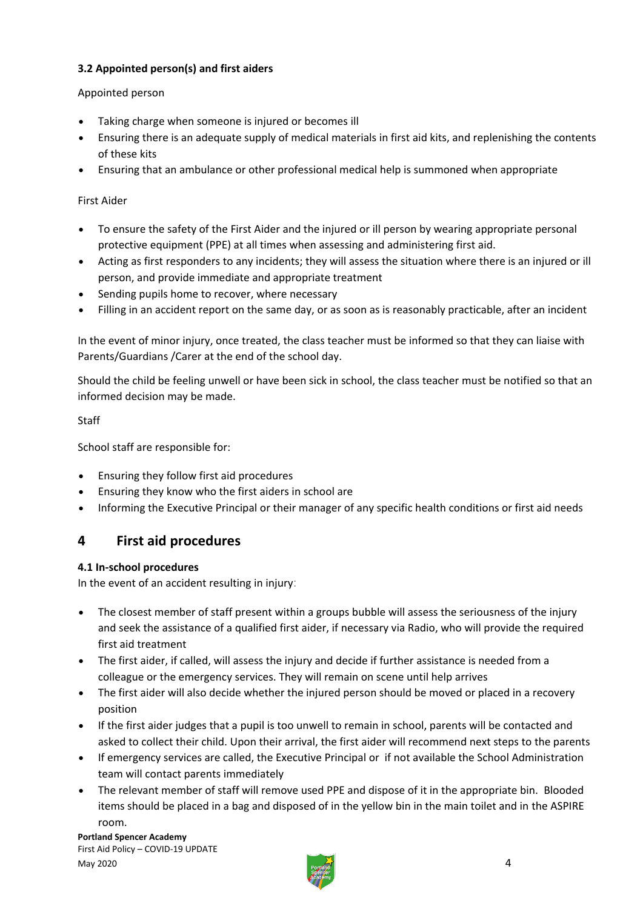### 3.2 Appointed person(s) and first aiders

Appointed person

- Taking charge when someone is injured or becomes ill
- Ensuring there is an adequate supply of medical materials in first aid kits, and replenishing the contents of these kits
- Ensuring that an ambulance or other professional medical help is summoned when appropriate

First Aider

- To ensure the safety of the First Aider and the injured or ill person by wearing appropriate personal protective equipment (PPE) at all times when assessing and administering first aid.
- Acting as first responders to any incidents; they will assess the situation where there is an injured or ill person, and provide immediate and appropriate treatment
- Sending pupils home to recover, where necessary
- Filling in an accident report on the same day, or as soon as is reasonably practicable, after an incident

In the event of minor injury, once treated, the class teacher must be informed so that they can liaise with Parents/Guardians /Carer at the end of the school day.

Should the child be feeling unwell or have been sick in school, the class teacher must be notified so that an informed decision may be made.

Staff

School staff are responsible for:

- Ensuring they follow first aid procedures
- Ensuring they know who the first aiders in school are
- Informing the Executive Principal or their manager of any specific health conditions or first aid needs

## 4 First aid procedures

### 4.1 In-school procedures

In the event of an accident resulting in injury:

- The closest member of staff present within a groups bubble will assess the seriousness of the injury and seek the assistance of a qualified first aider, if necessary via Radio, who will provide the required first aid treatment
- The first aider, if called, will assess the injury and decide if further assistance is needed from a colleague or the emergency services. They will remain on scene until help arrives
- The first aider will also decide whether the injured person should be moved or placed in a recovery position
- If the first aider judges that a pupil is too unwell to remain in school, parents will be contacted and asked to collect their child. Upon their arrival, the first aider will recommend next steps to the parents
- If emergency services are called, the Executive Principal or if not available the School Administration team will contact parents immediately
- The relevant member of staff will remove used PPE and dispose of it in the appropriate bin. Blooded items should be placed in a bag and disposed of in the yellow bin in the main toilet and in the ASPIRE room.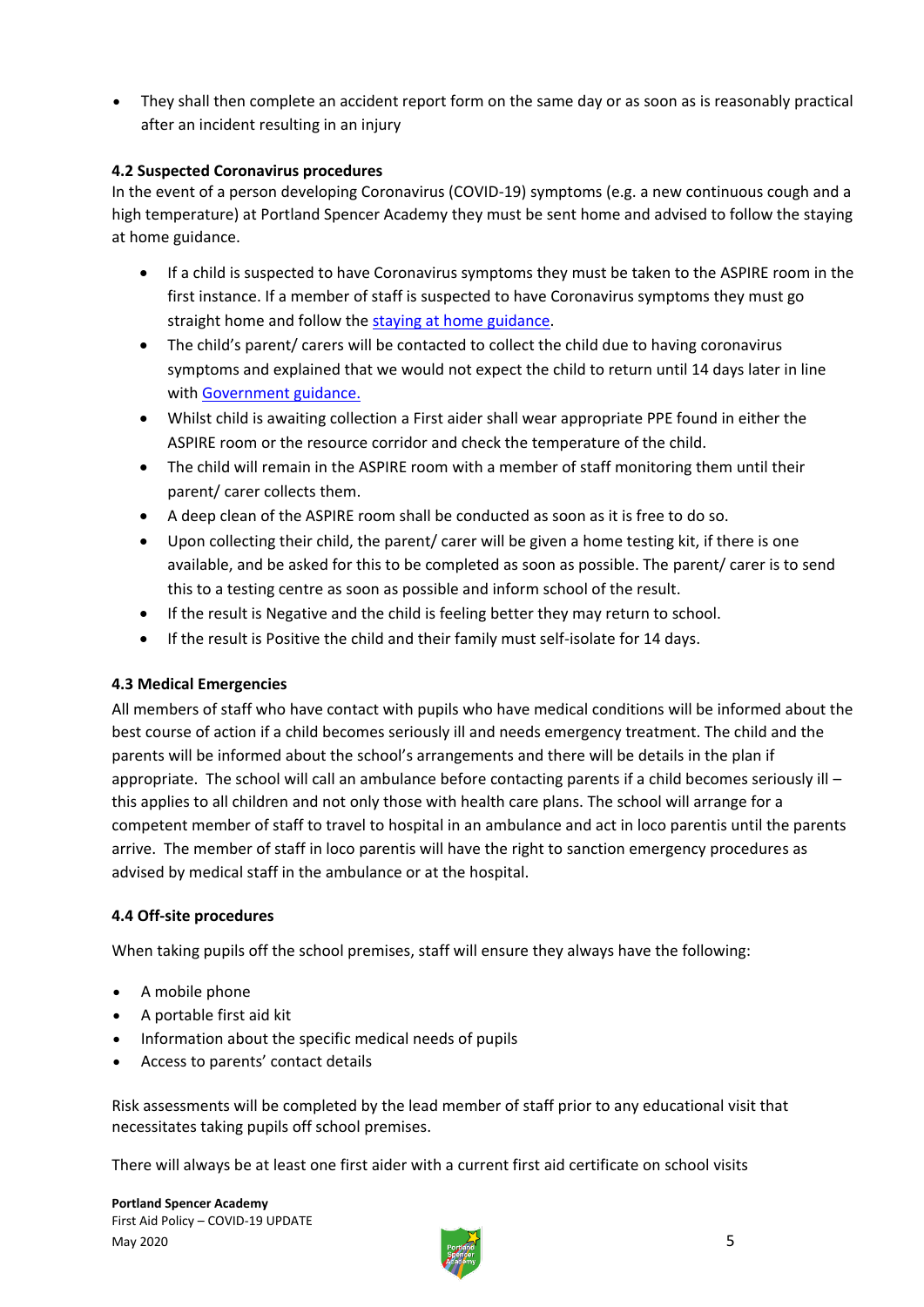- They shall then complete an accident report form on the same day or as soon as is reasonably practical after an incident resulting in an injury

### 4.2 Suspected Coronavirus procedures

In the event of a person developing Coronavirus (COVID-19) symptoms (e.g. a new continuous cough and a high temperature) at Portland Spencer Academy they must be sent home and advised to follow the staying at home guidance.

- If a child is suspected to have Coronavirus symptoms they must be taken to the ASPIRE room in the first instance. If a member of staff is suspected to have Coronavirus symptoms they must go straight home and follow the staying at home guidance.
- The child's parent/ carers will be contacted to collect the child due to having coronavirus symptoms and explained that we would not expect the child to return until 14 days later in line with Government guidance.
- Whilst child is awaiting collection a First aider shall wear appropriate PPE found in either the ASPIRE room or the resource corridor and check the temperature of the child.
- The child will remain in the ASPIRE room with a member of staff monitoring them until their parent/ carer collects them.
- A deep clean of the ASPIRE room shall be conducted as soon as it is free to do so.
- Upon collecting their child, the parent/ carer will be given a home testing kit, if there is one available, and be asked for this to be completed as soon as possible. The parent/ carer is to send this to a testing centre as soon as possible and inform school of the result.
- If the result is Negative and the child is feeling better they may return to school.
- If the result is Positive the child and their family must self-isolate for 14 days.

### 4.3 Medical Emergencies

All members of staff who have contact with pupils who have medical conditions will be informed about the best course of action if a child becomes seriously ill and needs emergency treatment. The child and the parents will be informed about the school's arrangements and there will be details in the plan if appropriate. The school will call an ambulance before contacting parents if a child becomes seriously ill – this applies to all children and not only those with health care plans. The school will arrange for a competent member of staff to travel to hospital in an ambulance and act in loco parentis until the parents arrive. The member of staff in loco parentis will have the right to sanction emergency procedures as advised by medical staff in the ambulance or at the hospital.

### 4.4 Off-site procedures

When taking pupils off the school premises, staff will ensure they always have the following:

- A mobile phone
- A portable first aid kit
- Information about the specific medical needs of pupils
- Access to parents' contact details

Risk assessments will be completed by the lead member of staff prior to any educational visit that necessitates taking pupils off school premises.

There will always be at least one first aider with a current first aid certificate on school visits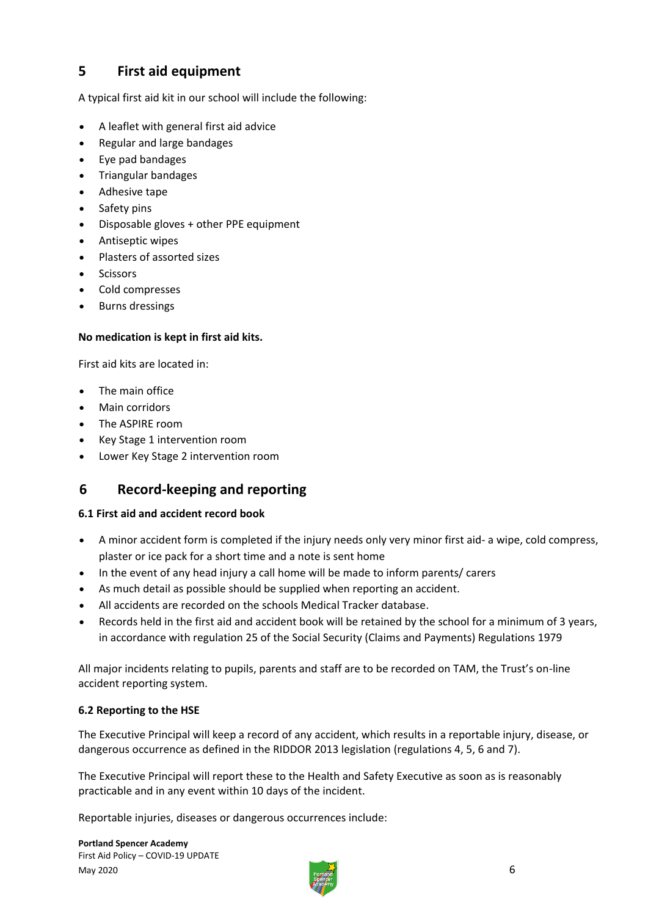## 5 First aid equipment

A typical first aid kit in our school will include the following:

- A leaflet with general first aid advice
- Regular and large bandages
- Eye pad bandages
- Triangular bandages
- Adhesive tape
- Safety pins
- Disposable gloves + other PPE equipment
- Antiseptic wipes
- Plasters of assorted sizes
- Scissors
- Cold compresses
- Burns dressings

**No medication is kept in first aid kits.**

First aid kits are located in:

- The main office
- Main corridors
- The ASPIRE room
- Key Stage 1 intervention room
- Lower Key Stage 2 intervention room

## 6 Record-keeping and reporting

### 6.1 First aid and accident record book

- A minor accident form is completed if the injury needs only very minor first aid- a wipe, cold compress, plaster or ice pack for a short time and a note is sent home
- In the event of any head injury a call home will be made to inform parents/ carers
- As much detail as possible should be supplied when reporting an accident.
- All accidents are recorded on the schools Medical Tracker database.
- Records held in the first aid and accident book will be retained by the school for a minimum of 3 years, in accordance with regulation 25 of the Social Security (Claims and Payments) Regulations 1979

All major incidents relating to pupils, parents and staff are to be recorded on TAM, the Trust's on-line accident reporting system.

### 6.2 Reporting to the HSE

The Executive Principal will keep a record of any accident, which results in a reportable injury, disease, or dangerous occurrence as defined in the RIDDOR 2013 legislation (regulations 4, 5, 6 and 7).

The Executive Principal will report these to the Health and Safety Executive as soon as is reasonably practicable and in any event within 10 days of the incident.

Reportable injuries, diseases or dangerous occurrences include: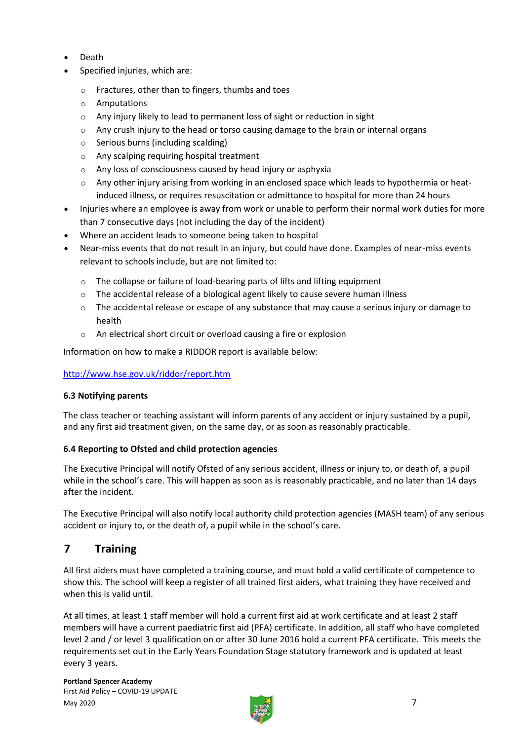- Death
- Specified injuries, which are:
    - Fractures, other than to fingers, thumbs and toes
    - Amputations
    - Any injury likely to lead to permanent loss of sight or reduction in sight
    - Any crush injury to the head or torso causing damage to the brain or internal organs
    - Serious burns (including scalding)
    - Any scalping requiring hospital treatment
    - Any loss of consciousness caused by head injury or asphyxia
    - Any other injury arising from working in an enclosed space which leads to hypothermia or heat-induced illness, or requires resuscitation or admittance to hospital for more than 24 hours
- Injuries where an employee is away from work or unable to perform their normal work duties for more than 7 consecutive days (not including the day of the incident)
- Where an accident leads to someone being taken to hospital
- Near-miss events that do not result in an injury, but could have done. Examples of near-miss events relevant to schools include, but are not limited to:
    - The collapse or failure of load-bearing parts of lifts and lifting equipment
    - The accidental release of a biological agent likely to cause severe human illness
    - The accidental release or escape of any substance that may cause a serious injury or damage to health
    - An electrical short circuit or overload causing a fire or explosion

Information on how to make a RIDDOR report is available below:

http://www.hse.gov.uk/riddor/report.htm

### 6.3 Notifying parents

The class teacher or teaching assistant will inform parents of any accident or injury sustained by a pupil, and any first aid treatment given, on the same day, or as soon as reasonably practicable.

### 6.4 Reporting to Ofsted and child protection agencies

The Executive Principal will notify Ofsted of any serious accident, illness or injury to, or death of, a pupil while in the school's care. This will happen as soon as is reasonably practicable, and no later than 14 days after the incident.

The Executive Principal will also notify local authority child protection agencies (MASH team) of any serious accident or injury to, or the death of, a pupil while in the school's care.

## 7 Training

All first aiders must have completed a training course, and must hold a valid certificate of competence to show this. The school will keep a register of all trained first aiders, what training they have received and when this is valid until.

At all times, at least 1 staff member will hold a current first aid at work certificate and at least 2 staff members will have a current paediatric first aid (PFA) certificate. In addition, all staff who have completed level 2 and / or level 3 qualification on or after 30 June 2016 hold a current PFA certificate. This meets the requirements set out in the Early Years Foundation Stage statutory framework and is updated at least every 3 years.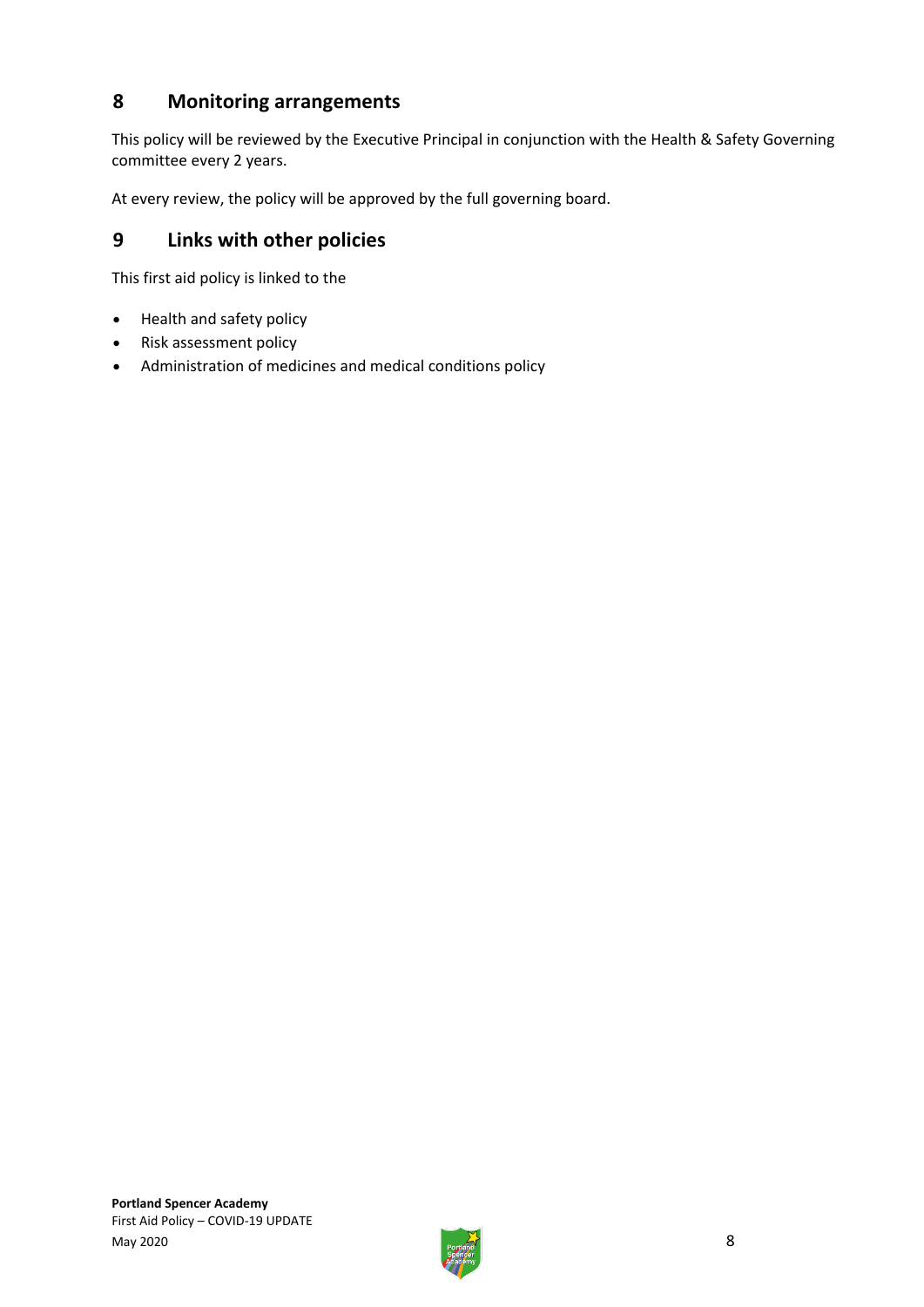## 8 Monitoring arrangements

This policy will be reviewed by the Executive Principal in conjunction with the Health & Safety Governing committee every 2 years.

At every review, the policy will be approved by the full governing board.

## 9 Links with other policies

This first aid policy is linked to the

- Health and safety policy
- Risk assessment policy
- Administration of medicines and medical conditions policy